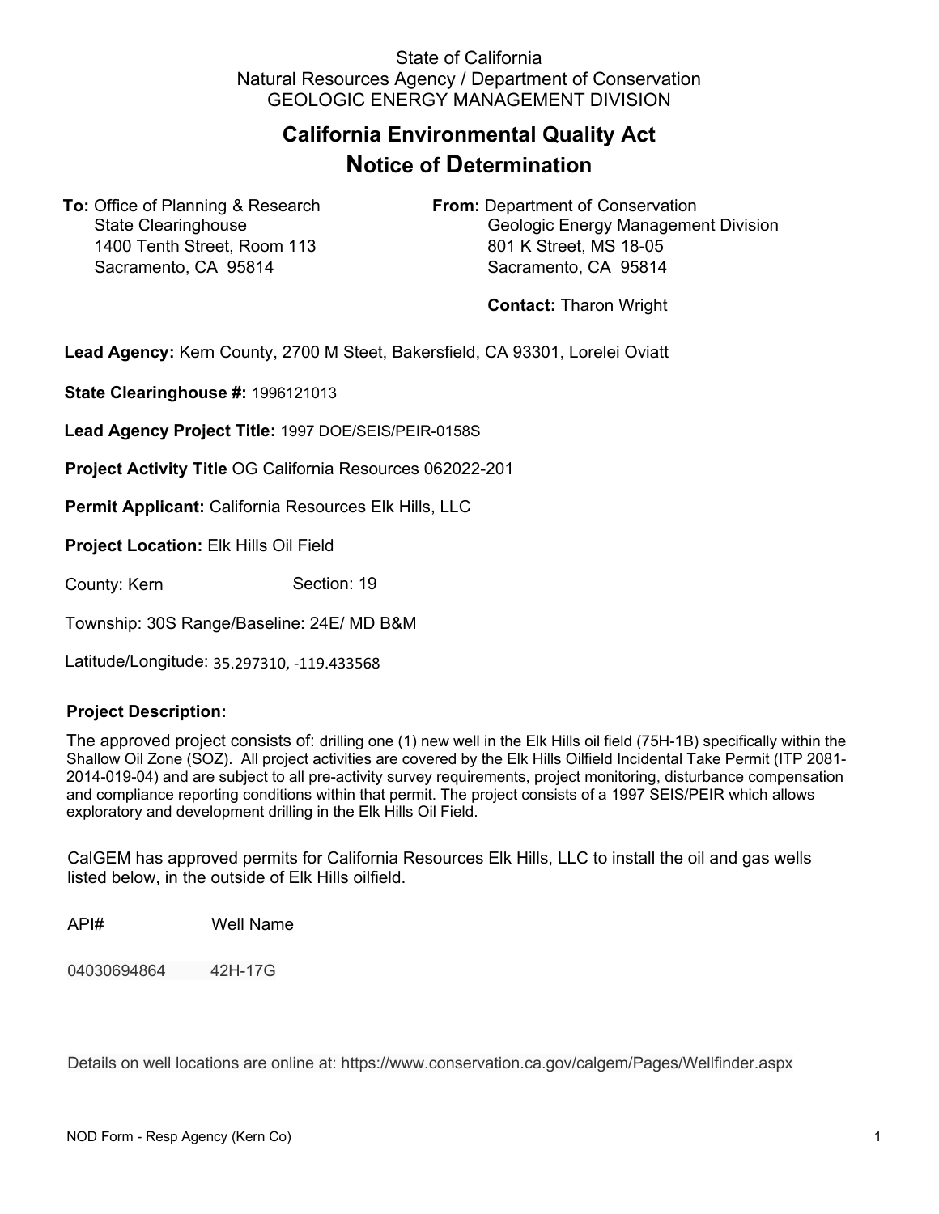State of California
Natural Resources Agency / Department of Conservation
GEOLOGIC ENERGY MANAGEMENT DIVISION

# California Environmental Quality Act
# Notice of Determination

**To:** Office of Planning & Research
State Clearinghouse
1400 Tenth Street, Room 113
Sacramento, CA 95814

**From:** Department of Conservation
Geologic Energy Management Division
801 K Street, MS 18-05
Sacramento, CA 95814

**Contact:** Tharon Wright

**Lead Agency:** Kern County, 2700 M Steet, Bakersfield, CA 93301, Lorelei Oviatt

**State Clearinghouse #:** 1996121013

**Lead Agency Project Title:** 1997 DOE/SEIS/PEIR-0158S

**Project Activity Title** OG California Resources 062022-201

**Permit Applicant:** California Resources Elk Hills, LLC

**Project Location:** Elk Hills Oil Field

County: Kern Section: 19

Township: 30S Range/Baseline: 24E/ MD B&M

Latitude/Longitude: 35.297310, -119.433568

**Project Description:**

The approved project consists of: drilling one (1) new well in the Elk Hills oil field (75H-1B) specifically within the Shallow Oil Zone (SOZ). All project activities are covered by the Elk Hills Oilfield Incidental Take Permit (ITP 2081-2014-019-04) and are subject to all pre-activity survey requirements, project monitoring, disturbance compensation and compliance reporting conditions within that permit. The project consists of a 1997 SEIS/PEIR which allows exploratory and development drilling in the Elk Hills Oil Field.

CalGEM has approved permits for California Resources Elk Hills, LLC to install the oil and gas wells listed below, in the outside of Elk Hills oilfield.

| API# | Well Name |
| --- | --- |
| 04030694864 | 42H-17G |

Details on well locations are online at: https://www.conservation.ca.gov/calgem/Pages/Wellfinder.aspx

NOD Form - Resp Agency (Kern Co)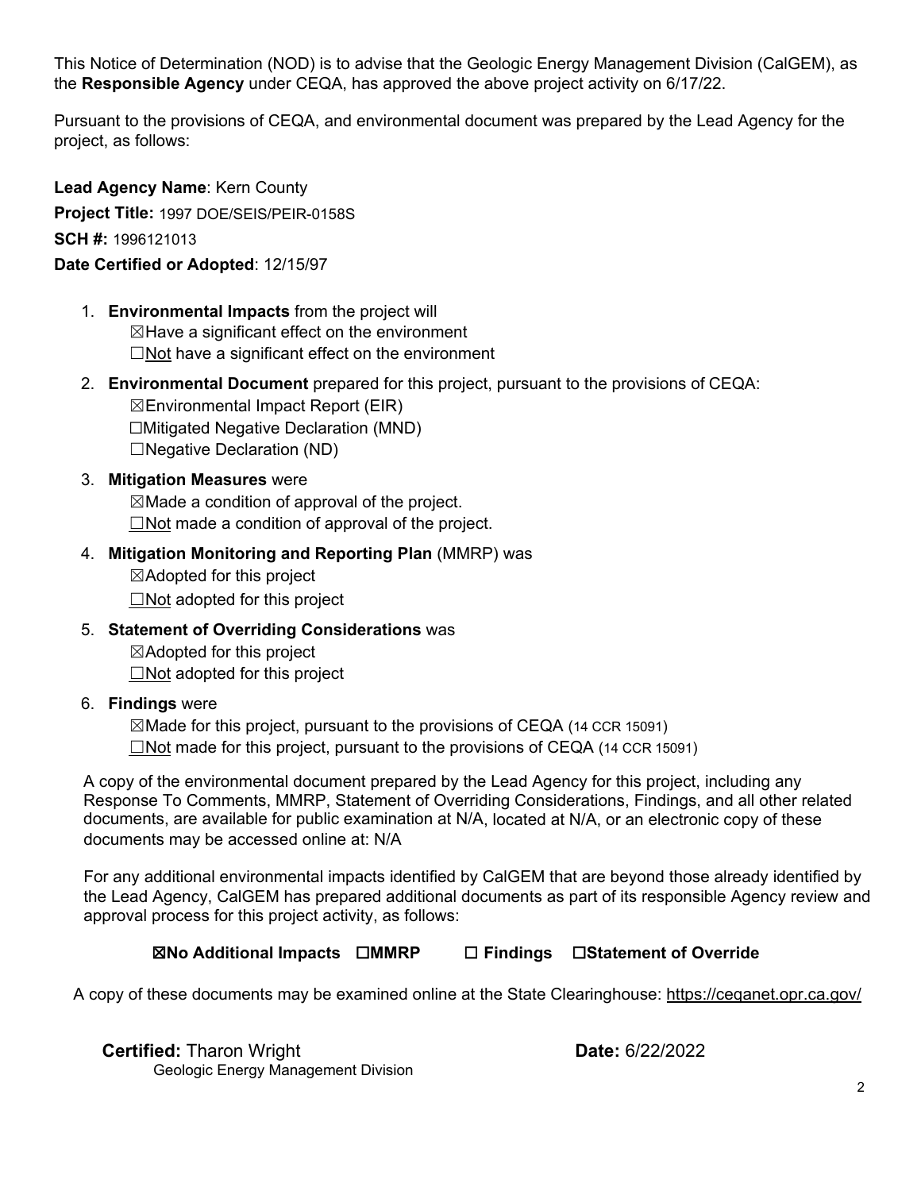This Notice of Determination (NOD) is to advise that the Geologic Energy Management Division (CalGEM), as the **Responsible Agency** under CEQA, has approved the above project activity on 6/17/22.

Pursuant to the provisions of CEQA, and environmental document was prepared by the Lead Agency for the project, as follows:

**Lead Agency Name**: Kern County
**Project Title:** 1997 DOE/SEIS/PEIR-0158S
**SCH #:** 1996121013
**Date Certified or Adopted**: 12/15/97

1. **Environmental Impacts** from the project will
   ☒Have a significant effect on the environment
   ☐Not have a significant effect on the environment
2. **Environmental Document** prepared for this project, pursuant to the provisions of CEQA:
   ☒Environmental Impact Report (EIR)
   ☐Mitigated Negative Declaration (MND)
   ☐Negative Declaration (ND)
3. **Mitigation Measures** were
   ☒Made a condition of approval of the project.
   ☐Not made a condition of approval of the project.
4. **Mitigation Monitoring and Reporting Plan** (MMRP) was
   ☒Adopted for this project
   ☐Not adopted for this project
5. **Statement of Overriding Considerations** was
   ☒Adopted for this project
   ☐Not adopted for this project
6. **Findings** were
   ☒Made for this project, pursuant to the provisions of CEQA (14 CCR 15091)
   ☐Not made for this project, pursuant to the provisions of CEQA (14 CCR 15091)

A copy of the environmental document prepared by the Lead Agency for this project, including any Response To Comments, MMRP, Statement of Overriding Considerations, Findings, and all other related documents, are available for public examination at N/A, located at N/A, or an electronic copy of these documents may be accessed online at: N/A

For any additional environmental impacts identified by CalGEM that are beyond those already identified by the Lead Agency, CalGEM has prepared additional documents as part of its responsible Agency review and approval process for this project activity, as follows:

**☒No Additional Impacts ☐MMRP ☐ Findings ☐Statement of Override**

A copy of these documents may be examined online at the State Clearinghouse: https://ceqanet.opr.ca.gov/

**Certified:** Tharon Wright
Geologic Energy Management Division

**Date:** 6/22/2022